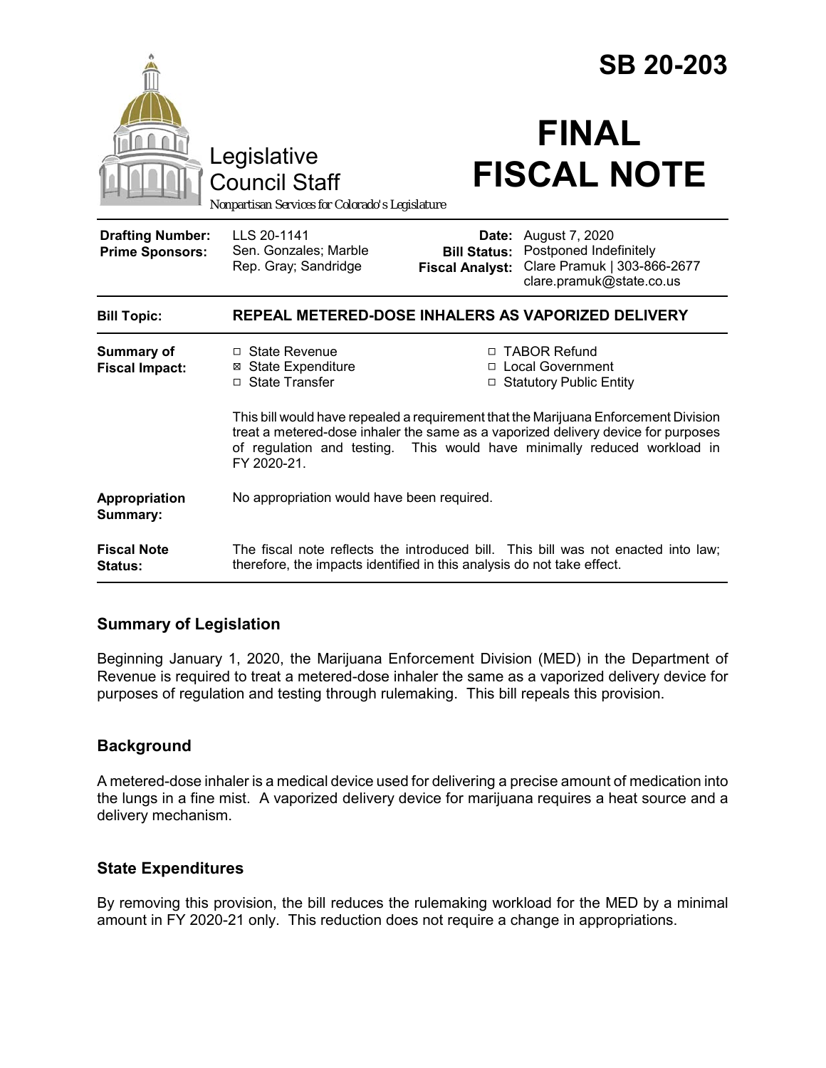# SB 20-203

Legislative Council Staff

*Nonpartisan Services for Colorado's Legislature*

# FINAL FISCAL NOTE

| | | | |
|---|---|---|---|
| **Drafting Number:** | LLS 20-1141 | **Date:** | August 7, 2020 |
| **Prime Sponsors:** | Sen. Gonzales; Marble<br>Rep. Gray; Sandridge | **Bill Status:** | Postponed Indefinitely |
| | | **Fiscal Analyst:** | Clare Pramuk \| 303-866-2677<br>clare.pramuk@state.co.us |

| | |
|---|---|
| **Bill Topic:** | **REPEAL METERED-DOSE INHALERS AS VAPORIZED DELIVERY** |
| **Summary of Fiscal Impact:** | ☐ State Revenue<br>☒ State Expenditure<br>☐ State Transfer<br>☐ TABOR Refund<br>☐ Local Government<br>☐ Statutory Public Entity<br><br>This bill would have repealed a requirement that the Marijuana Enforcement Division treat a metered-dose inhaler the same as a vaporized delivery device for purposes of regulation and testing. This would have minimally reduced workload in FY 2020-21. |
| **Appropriation Summary:** | No appropriation would have been required. |
| **Fiscal Note Status:** | The fiscal note reflects the introduced bill. This bill was not enacted into law; therefore, the impacts identified in this analysis do not take effect. |

## Summary of Legislation

Beginning January 1, 2020, the Marijuana Enforcement Division (MED) in the Department of Revenue is required to treat a metered-dose inhaler the same as a vaporized delivery device for purposes of regulation and testing through rulemaking. This bill repeals this provision.

## Background

A metered-dose inhaler is a medical device used for delivering a precise amount of medication into the lungs in a fine mist. A vaporized delivery device for marijuana requires a heat source and a delivery mechanism.

## State Expenditures

By removing this provision, the bill reduces the rulemaking workload for the MED by a minimal amount in FY 2020-21 only. This reduction does not require a change in appropriations.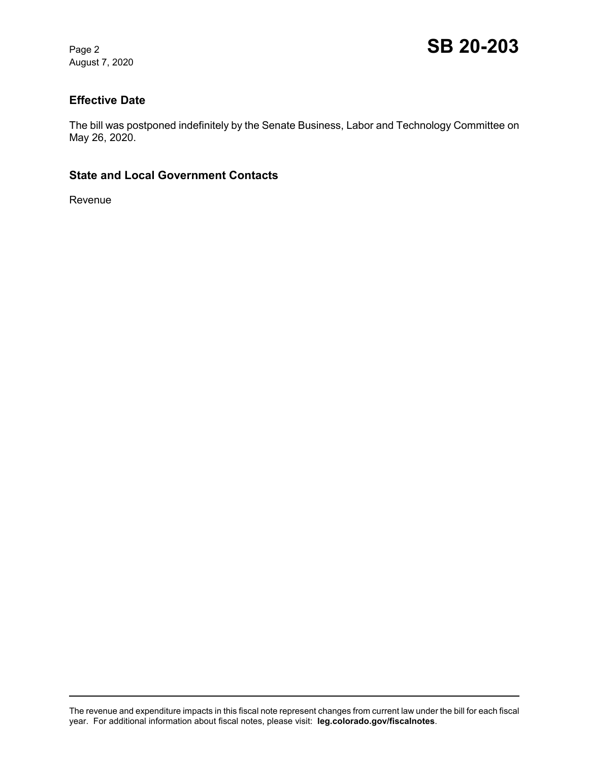## Effective Date

The bill was postponed indefinitely by the Senate Business, Labor and Technology Committee on May 26, 2020.

## State and Local Government Contacts

Revenue

The revenue and expenditure impacts in this fiscal note represent changes from current law under the bill for each fiscal year. For additional information about fiscal notes, please visit: **leg.colorado.gov/fiscalnotes**.